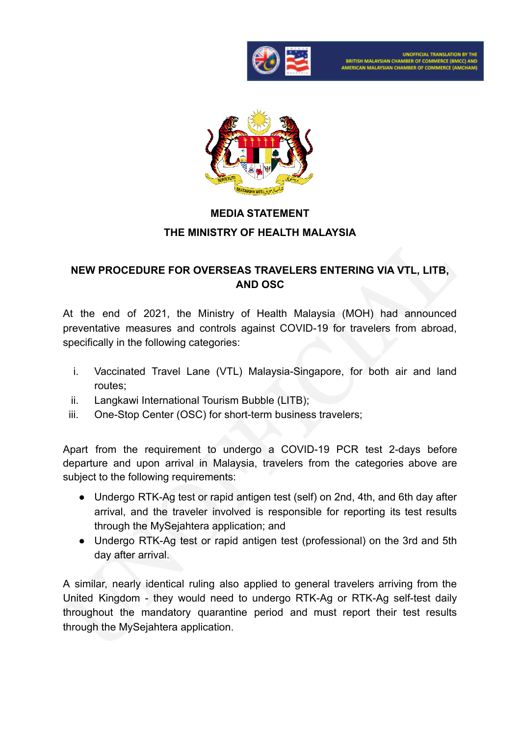UNOFFICIAL TRANSLATION BY THE BRITISH MALAYSIAN CHAMBER OF COMMERCE (BMCC) AND AMERICAN MALAYSIAN CHAMBER OF COMMERCE (AMCHAM)

**MEDIA STATEMENT**

**THE MINISTRY OF HEALTH MALAYSIA**

## NEW PROCEDURE FOR OVERSEAS TRAVELERS ENTERING VIA VTL, LITB, AND OSC

At the end of 2021, the Ministry of Health Malaysia (MOH) had announced preventative measures and controls against COVID-19 for travelers from abroad, specifically in the following categories:

i. Vaccinated Travel Lane (VTL) Malaysia-Singapore, for both air and land routes;
ii. Langkawi International Tourism Bubble (LITB);
iii. One-Stop Center (OSC) for short-term business travelers;

Apart from the requirement to undergo a COVID-19 PCR test 2-days before departure and upon arrival in Malaysia, travelers from the categories above are subject to the following requirements:

- Undergo RTK-Ag test or rapid antigen test (self) on 2nd, 4th, and 6th day after arrival, and the traveler involved is responsible for reporting its test results through the MySejahtera application; and
- Undergo RTK-Ag test or rapid antigen test (professional) on the 3rd and 5th day after arrival.

A similar, nearly identical ruling also applied to general travelers arriving from the United Kingdom - they would need to undergo RTK-Ag or RTK-Ag self-test daily throughout the mandatory quarantine period and must report their test results through the MySejahtera application.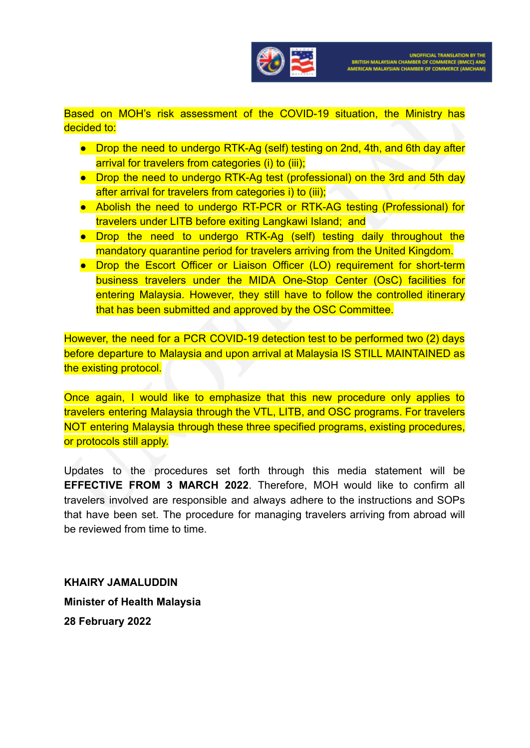Based on MOH's risk assessment of the COVID-19 situation, the Ministry has decided to:

- Drop the need to undergo RTK-Ag (self) testing on 2nd, 4th, and 6th day after arrival for travelers from categories (i) to (iii);
- Drop the need to undergo RTK-Ag test (professional) on the 3rd and 5th day after arrival for travelers from categories i) to (iii);
- Abolish the need to undergo RT-PCR or RTK-AG testing (Professional) for travelers under LITB before exiting Langkawi Island; and
- Drop the need to undergo RTK-Ag (self) testing daily throughout the mandatory quarantine period for travelers arriving from the United Kingdom.
- Drop the Escort Officer or Liaison Officer (LO) requirement for short-term business travelers under the MIDA One-Stop Center (OsC) facilities for entering Malaysia. However, they still have to follow the controlled itinerary that has been submitted and approved by the OSC Committee.

However, the need for a PCR COVID-19 detection test to be performed two (2) days before departure to Malaysia and upon arrival at Malaysia IS STILL MAINTAINED as the existing protocol.

Once again, I would like to emphasize that this new procedure only applies to travelers entering Malaysia through the VTL, LITB, and OSC programs. For travelers NOT entering Malaysia through these three specified programs, existing procedures, or protocols still apply.

Updates to the procedures set forth through this media statement will be **EFFECTIVE FROM 3 MARCH 2022**. Therefore, MOH would like to confirm all travelers involved are responsible and always adhere to the instructions and SOPs that have been set. The procedure for managing travelers arriving from abroad will be reviewed from time to time.

**KHAIRY JAMALUDDIN**

**Minister of Health Malaysia**

**28 February 2022**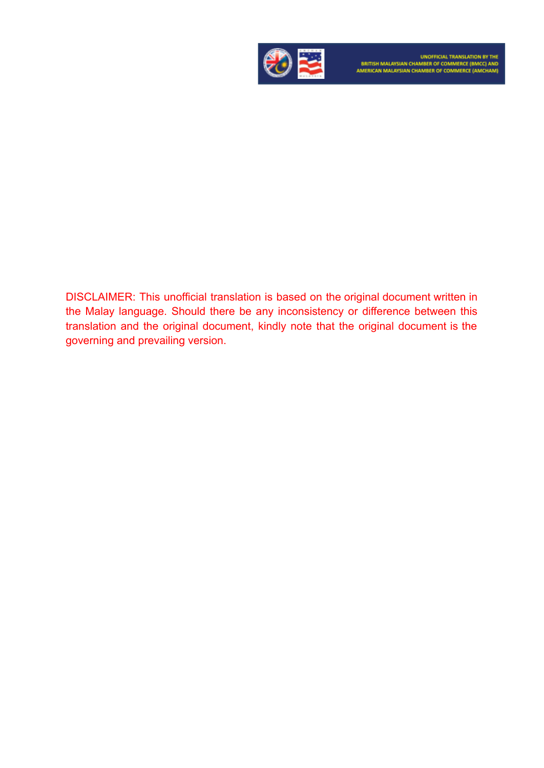UNOFFICIAL TRANSLATION BY THE BRITISH MALAYSIAN CHAMBER OF COMMERCE (BMCC) AND AMERICAN MALAYSIAN CHAMBER OF COMMERCE (AMCHAM)

DISCLAIMER: This unofficial translation is based on the original document written in the Malay language. Should there be any inconsistency or difference between this translation and the original document, kindly note that the original document is the governing and prevailing version.